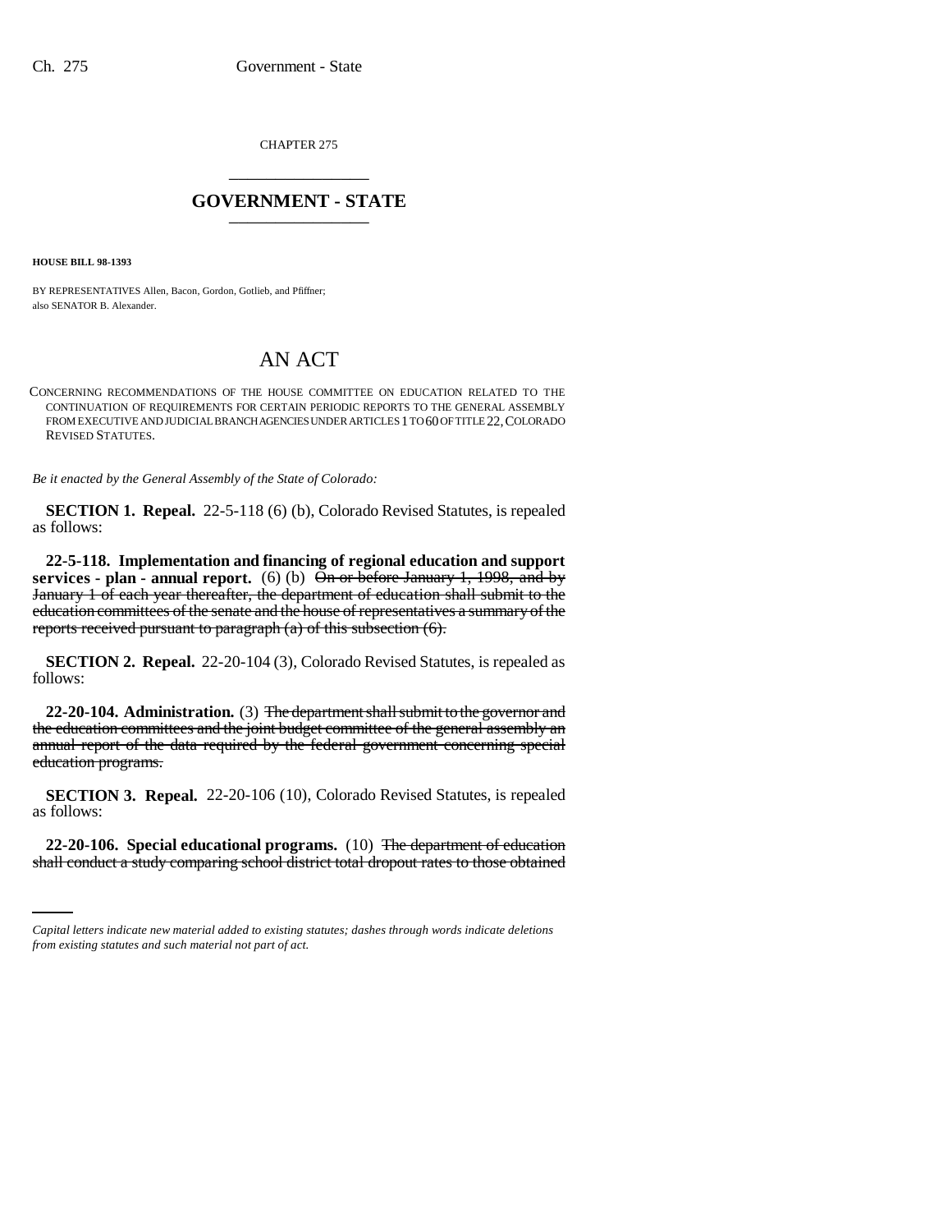CHAPTER 275

# GOVERNMENT - STATE

**HOUSE BILL 98-1393**

BY REPRESENTATIVES Allen, Bacon, Gordon, Gotlieb, and Pfiffner;
also SENATOR B. Alexander.

# AN ACT

CONCERNING RECOMMENDATIONS OF THE HOUSE COMMITTEE ON EDUCATION RELATED TO THE CONTINUATION OF REQUIREMENTS FOR CERTAIN PERIODIC REPORTS TO THE GENERAL ASSEMBLY FROM EXECUTIVE AND JUDICIAL BRANCH AGENCIES UNDER ARTICLES 1 TO 60 OF TITLE 22, COLORADO REVISED STATUTES.

*Be it enacted by the General Assembly of the State of Colorado:*

**SECTION 1. Repeal.** 22-5-118 (6) (b), Colorado Revised Statutes, is repealed as follows:

**22-5-118. Implementation and financing of regional education and support services - plan - annual report.** (6) (b) ~~On or before January 1, 1998, and by January 1 of each year thereafter, the department of education shall submit to the education committees of the senate and the house of representatives a summary of the reports received pursuant to paragraph (a) of this subsection (6).~~

**SECTION 2. Repeal.** 22-20-104 (3), Colorado Revised Statutes, is repealed as follows:

**22-20-104. Administration.** (3) ~~The department shall submit to the governor and the education committees and the joint budget committee of the general assembly an annual report of the data required by the federal government concerning special education programs.~~

**SECTION 3. Repeal.** 22-20-106 (10), Colorado Revised Statutes, is repealed as follows:

**22-20-106. Special educational programs.** (10) ~~The department of education shall conduct a study comparing school district total dropout rates to those obtained~~

*Capital letters indicate new material added to existing statutes; dashes through words indicate deletions from existing statutes and such material not part of act.*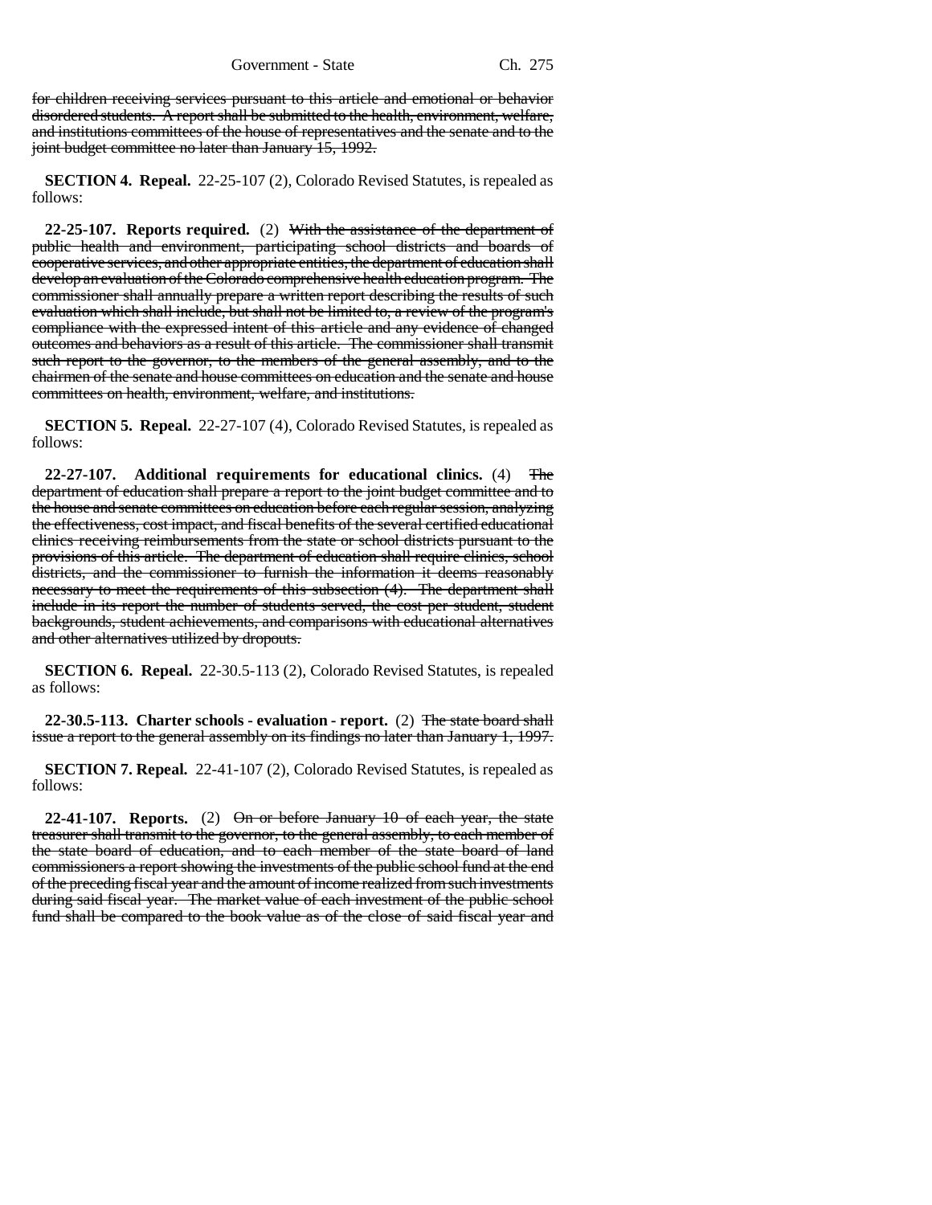~~for children receiving services pursuant to this article and emotional or behavior disordered students. A report shall be submitted to the health, environment, welfare, and institutions committees of the house of representatives and the senate and to the joint budget committee no later than January 15, 1992.~~

**SECTION 4. Repeal.** 22-25-107 (2), Colorado Revised Statutes, is repealed as follows:

**22-25-107. Reports required.** (2) ~~With the assistance of the department of public health and environment, participating school districts and boards of cooperative services, and other appropriate entities, the department of education shall develop an evaluation of the Colorado comprehensive health education program. The commissioner shall annually prepare a written report describing the results of such evaluation which shall include, but shall not be limited to, a review of the program's compliance with the expressed intent of this article and any evidence of changed outcomes and behaviors as a result of this article. The commissioner shall transmit such report to the governor, to the members of the general assembly, and to the chairmen of the senate and house committees on education and the senate and house committees on health, environment, welfare, and institutions.~~

**SECTION 5. Repeal.** 22-27-107 (4), Colorado Revised Statutes, is repealed as follows:

**22-27-107. Additional requirements for educational clinics.** (4) ~~The department of education shall prepare a report to the joint budget committee and to the house and senate committees on education before each regular session, analyzing the effectiveness, cost impact, and fiscal benefits of the several certified educational clinics receiving reimbursements from the state or school districts pursuant to the provisions of this article. The department of education shall require clinics, school districts, and the commissioner to furnish the information it deems reasonably necessary to meet the requirements of this subsection (4). The department shall include in its report the number of students served, the cost per student, student backgrounds, student achievements, and comparisons with educational alternatives and other alternatives utilized by dropouts.~~

**SECTION 6. Repeal.** 22-30.5-113 (2), Colorado Revised Statutes, is repealed as follows:

**22-30.5-113. Charter schools - evaluation - report.** (2) ~~The state board shall issue a report to the general assembly on its findings no later than January 1, 1997.~~

**SECTION 7. Repeal.** 22-41-107 (2), Colorado Revised Statutes, is repealed as follows:

**22-41-107. Reports.** (2) ~~On or before January 10 of each year, the state treasurer shall transmit to the governor, to the general assembly, to each member of the state board of education, and to each member of the state board of land commissioners a report showing the investments of the public school fund at the end of the preceding fiscal year and the amount of income realized from such investments during said fiscal year. The market value of each investment of the public school fund shall be compared to the book value as of the close of said fiscal year and~~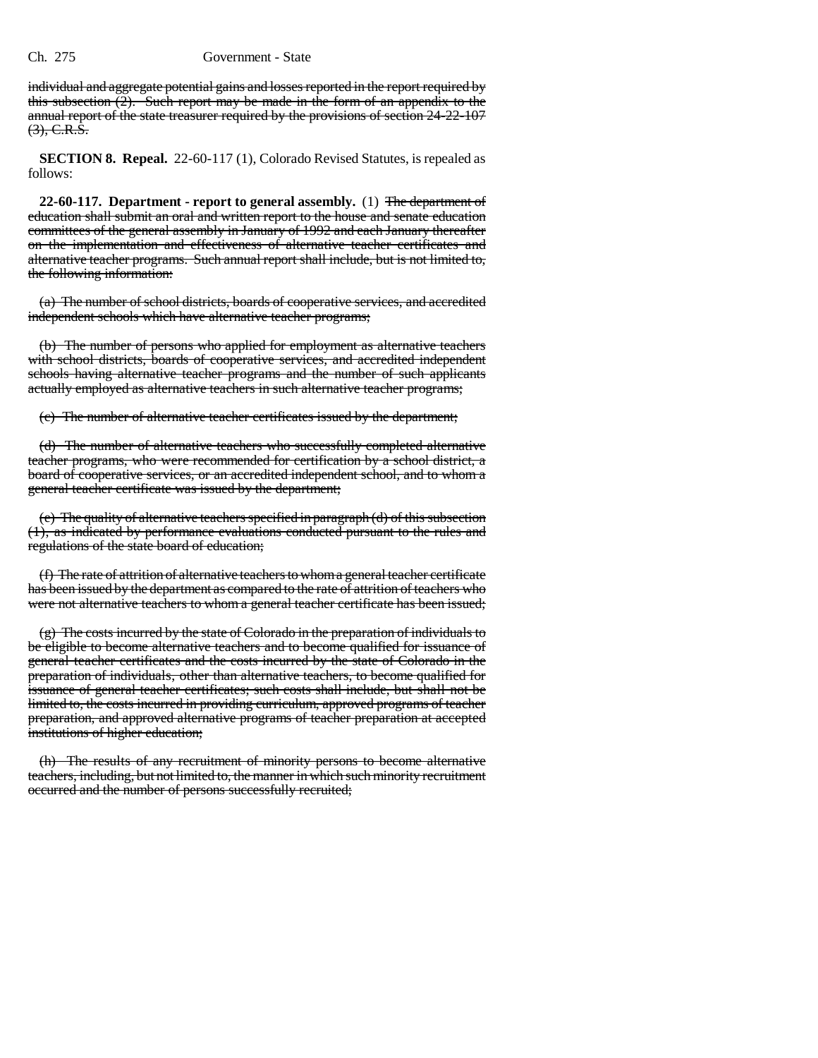individual and aggregate potential gains and losses reported in the report required by this subsection (2). Such report may be made in the form of an appendix to the annual report of the state treasurer required by the provisions of section 24-22-107 (3), C.R.S.

**SECTION 8. Repeal.** 22-60-117 (1), Colorado Revised Statutes, is repealed as follows:

**22-60-117. Department - report to general assembly.** (1) The department of education shall submit an oral and written report to the house and senate education committees of the general assembly in January of 1992 and each January thereafter on the implementation and effectiveness of alternative teacher certificates and alternative teacher programs. Such annual report shall include, but is not limited to, the following information:

(a) The number of school districts, boards of cooperative services, and accredited independent schools which have alternative teacher programs;

(b) The number of persons who applied for employment as alternative teachers with school districts, boards of cooperative services, and accredited independent schools having alternative teacher programs and the number of such applicants actually employed as alternative teachers in such alternative teacher programs;

(c) The number of alternative teacher certificates issued by the department;

(d) The number of alternative teachers who successfully completed alternative teacher programs, who were recommended for certification by a school district, a board of cooperative services, or an accredited independent school, and to whom a general teacher certificate was issued by the department;

(e) The quality of alternative teachers specified in paragraph (d) of this subsection (1), as indicated by performance evaluations conducted pursuant to the rules and regulations of the state board of education;

(f) The rate of attrition of alternative teachers to whom a general teacher certificate has been issued by the department as compared to the rate of attrition of teachers who were not alternative teachers to whom a general teacher certificate has been issued;

(g) The costs incurred by the state of Colorado in the preparation of individuals to be eligible to become alternative teachers and to become qualified for issuance of general teacher certificates and the costs incurred by the state of Colorado in the preparation of individuals, other than alternative teachers, to become qualified for issuance of general teacher certificates; such costs shall include, but shall not be limited to, the costs incurred in providing curriculum, approved programs of teacher preparation, and approved alternative programs of teacher preparation at accepted institutions of higher education;

(h) The results of any recruitment of minority persons to become alternative teachers, including, but not limited to, the manner in which such minority recruitment occurred and the number of persons successfully recruited;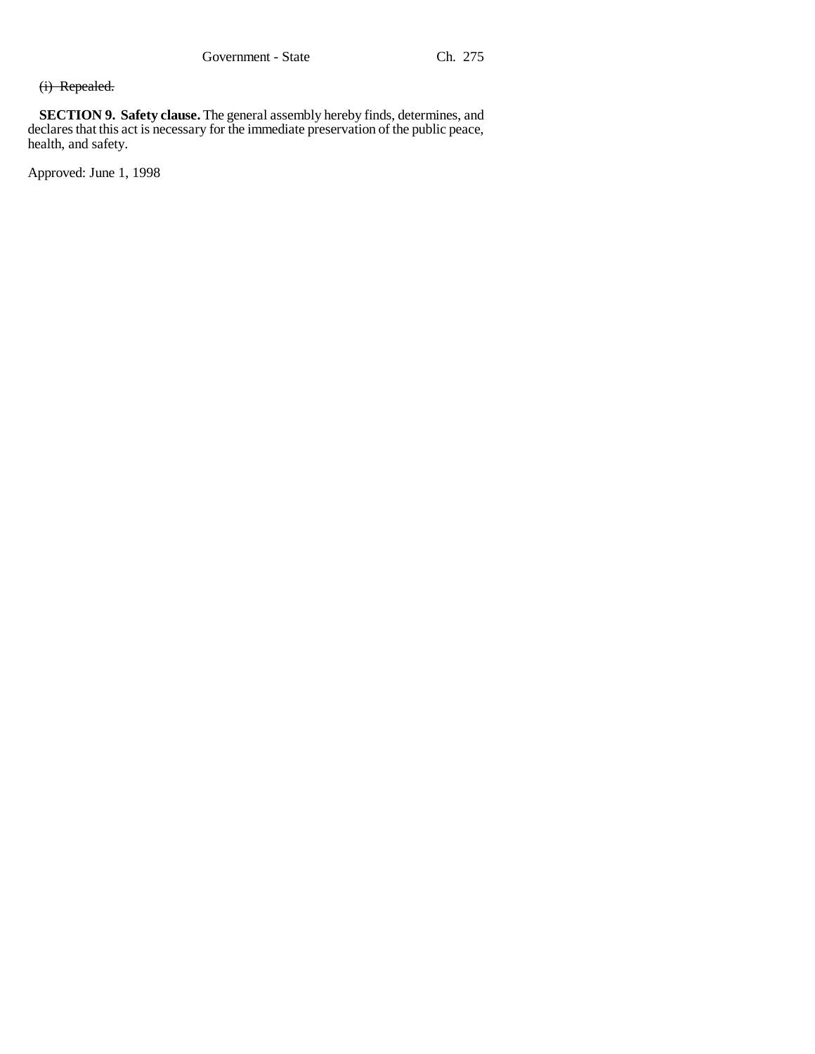~~(i) Repealed.~~

**SECTION 9. Safety clause.** The general assembly hereby finds, determines, and declares that this act is necessary for the immediate preservation of the public peace, health, and safety.

Approved: June 1, 1998